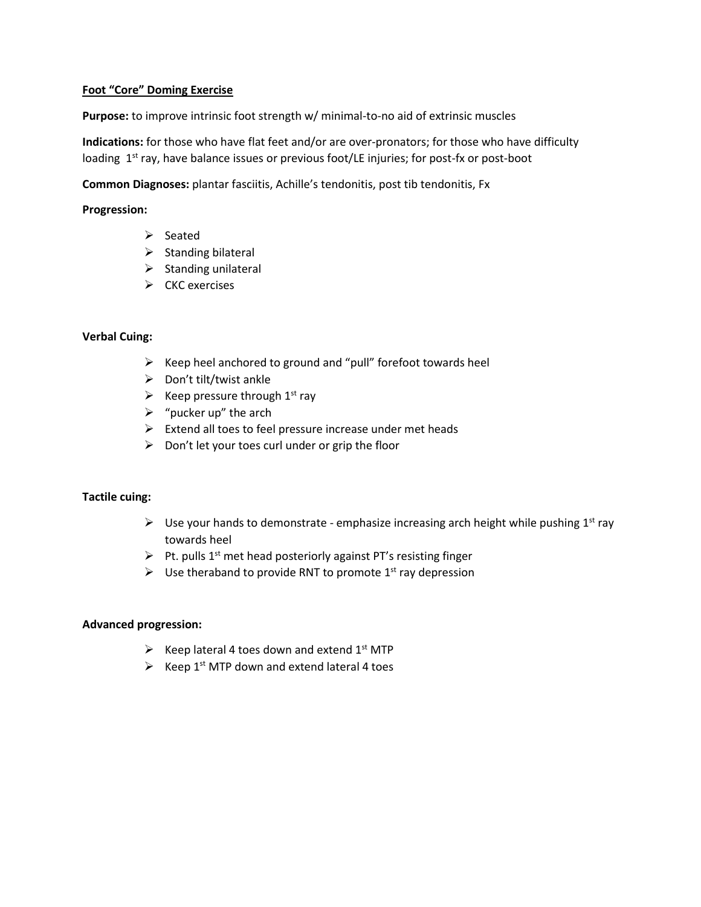## Foot "Core" Doming Exercise

**Purpose:** to improve intrinsic foot strength w/ minimal-to-no aid of extrinsic muscles

**Indications:** for those who have flat feet and/or are over-pronators; for those who have difficulty loading 1st ray, have balance issues or previous foot/LE injuries; for post-fx or post-boot

**Common Diagnoses:** plantar fasciitis, Achille's tendonitis, post tib tendonitis, Fx

**Progression:**

- Seated
- Standing bilateral
- Standing unilateral
- CKC exercises

**Verbal Cuing:**

- Keep heel anchored to ground and "pull" forefoot towards heel
- Don't tilt/twist ankle
- Keep pressure through 1st ray
- "pucker up" the arch
- Extend all toes to feel pressure increase under met heads
- Don't let your toes curl under or grip the floor

**Tactile cuing:**

- Use your hands to demonstrate - emphasize increasing arch height while pushing 1st ray towards heel
- Pt. pulls 1st met head posteriorly against PT's resisting finger
- Use theraband to provide RNT to promote 1st ray depression

**Advanced progression:**

- Keep lateral 4 toes down and extend 1st MTP
- Keep 1st MTP down and extend lateral 4 toes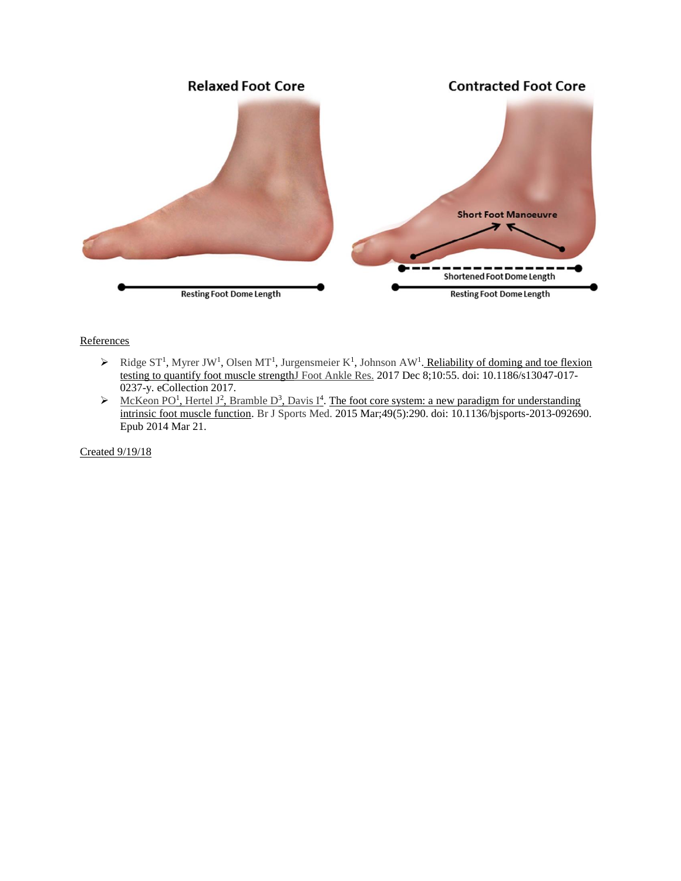Relaxed Foot Core

Contracted Foot Core

Short Foot Manoeuvre

Shortened Foot Dome Length

Resting Foot Dome Length

Resting Foot Dome Length

References

- Ridge ST[1], Myrer JW[1], Olsen MT[1], Jurgensmeier K[1], Johnson AW[1]. Reliability of doming and toe flexion testing to quantify foot muscle strengthJ Foot Ankle Res. 2017 Dec 8;10:55. doi: 10.1186/s13047-017-0237-y. eCollection 2017.
- McKeon PO[1], Hertel J[2], Bramble D[3], Davis I[4]. The foot core system: a new paradigm for understanding intrinsic foot muscle function. Br J Sports Med. 2015 Mar;49(5):290. doi: 10.1136/bjsports-2013-092690. Epub 2014 Mar 21.

Created 9/19/18